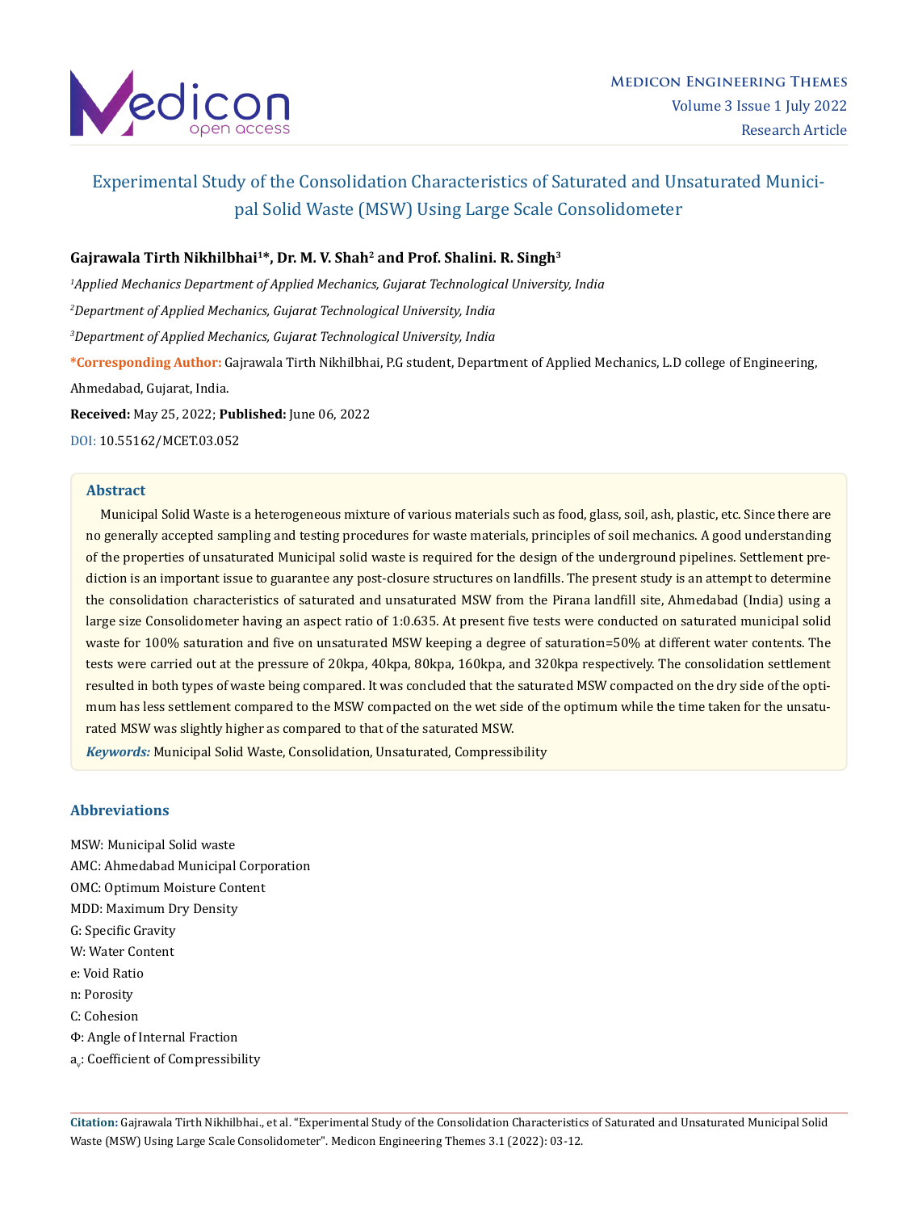# Experimental Study of the Consolidation Characteristics of Saturated and Unsaturated Municipal Solid Waste (MSW) Using Large Scale Consolidometer

**Gajrawala Tirth Nikhilbhai[1]*, Dr. M. V. Shah[2] and Prof. Shalini. R. Singh[3]**

*[1]Applied Mechanics Department of Applied Mechanics, Gujarat Technological University, India*

*[2]Department of Applied Mechanics, Gujarat Technological University, India*

*[3]Department of Applied Mechanics, Gujarat Technological University, India*

***Corresponding Author:** Gajrawala Tirth Nikhilbhai, P.G student, Department of Applied Mechanics, L.D college of Engineering, Ahmedabad, Gujarat, India.

**Received:** May 25, 2022; **Published:** June 06, 2022

DOI: 10.55162/MCET.03.052

## Abstract

Municipal Solid Waste is a heterogeneous mixture of various materials such as food, glass, soil, ash, plastic, etc. Since there are no generally accepted sampling and testing procedures for waste materials, principles of soil mechanics. A good understanding of the properties of unsaturated Municipal solid waste is required for the design of the underground pipelines. Settlement prediction is an important issue to guarantee any post-closure structures on landfills. The present study is an attempt to determine the consolidation characteristics of saturated and unsaturated MSW from the Pirana landfill site, Ahmedabad (India) using a large size Consolidometer having an aspect ratio of 1:0.635. At present five tests were conducted on saturated municipal solid waste for 100% saturation and five on unsaturated MSW keeping a degree of saturation=50% at different water contents. The tests were carried out at the pressure of 20kpa, 40kpa, 80kpa, 160kpa, and 320kpa respectively. The consolidation settlement resulted in both types of waste being compared. It was concluded that the saturated MSW compacted on the dry side of the optimum has less settlement compared to the MSW compacted on the wet side of the optimum while the time taken for the unsaturated MSW was slightly higher as compared to that of the saturated MSW.

***Keywords:*** Municipal Solid Waste, Consolidation, Unsaturated, Compressibility

## Abbreviations

MSW: Municipal Solid waste
AMC: Ahmedabad Municipal Corporation
OMC: Optimum Moisture Content
MDD: Maximum Dry Density
G: Specific Gravity
W: Water Content
e: Void Ratio
n: Porosity
C: Cohesion
Φ: Angle of Internal Fraction
$a_v$: Coefficient of Compressibility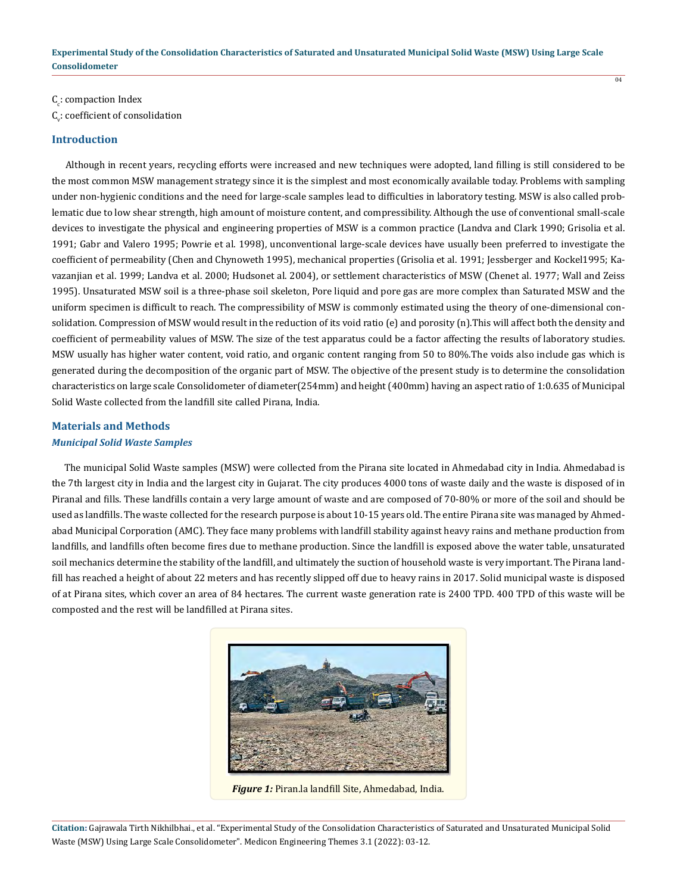$C_c$: compaction Index

$C_v$: coefficient of consolidation

## Introduction

Although in recent years, recycling efforts were increased and new techniques were adopted, land filling is still considered to be the most common MSW management strategy since it is the simplest and most economically available today. Problems with sampling under non-hygienic conditions and the need for large-scale samples lead to difficulties in laboratory testing. MSW is also called problematic due to low shear strength, high amount of moisture content, and compressibility. Although the use of conventional small-scale devices to investigate the physical and engineering properties of MSW is a common practice (Landva and Clark 1990; Grisolia et al. 1991; Gabr and Valero 1995; Powrie et al. 1998), unconventional large-scale devices have usually been preferred to investigate the coefficient of permeability (Chen and Chynoweth 1995), mechanical properties (Grisolia et al. 1991; Jessberger and Kockel1995; Kavazanjian et al. 1999; Landva et al. 2000; Hudsonet al. 2004), or settlement characteristics of MSW (Chenet al. 1977; Wall and Zeiss 1995). Unsaturated MSW soil is a three-phase soil skeleton, Pore liquid and pore gas are more complex than Saturated MSW and the uniform specimen is difficult to reach. The compressibility of MSW is commonly estimated using the theory of one-dimensional consolidation. Compression of MSW would result in the reduction of its void ratio (e) and porosity (n).This will affect both the density and coefficient of permeability values of MSW. The size of the test apparatus could be a factor affecting the results of laboratory studies. MSW usually has higher water content, void ratio, and organic content ranging from 50 to 80%.The voids also include gas which is generated during the decomposition of the organic part of MSW. The objective of the present study is to determine the consolidation characteristics on large scale Consolidometer of diameter(254mm) and height (400mm) having an aspect ratio of 1:0.635 of Municipal Solid Waste collected from the landfill site called Pirana, India.

## Materials and Methods

### *Municipal Solid Waste Samples*

The municipal Solid Waste samples (MSW) were collected from the Pirana site located in Ahmedabad city in India. Ahmedabad is the 7th largest city in India and the largest city in Gujarat. The city produces 4000 tons of waste daily and the waste is disposed of in Piranal and fills. These landfills contain a very large amount of waste and are composed of 70-80% or more of the soil and should be used as landfills. The waste collected for the research purpose is about 10-15 years old. The entire Pirana site was managed by Ahmedabad Municipal Corporation (AMC). They face many problems with landfill stability against heavy rains and methane production from landfills, and landfills often become fires due to methane production. Since the landfill is exposed above the water table, unsaturated soil mechanics determine the stability of the landfill, and ultimately the suction of household waste is very important. The Pirana landfill has reached a height of about 22 meters and has recently slipped off due to heavy rains in 2017. Solid municipal waste is disposed of at Pirana sites, which cover an area of 84 hectares. The current waste generation rate is 2400 TPD. 400 TPD of this waste will be composted and the rest will be landfilled at Pirana sites.

***Figure 1:*** Piran.la landfill Site, Ahmedabad, India.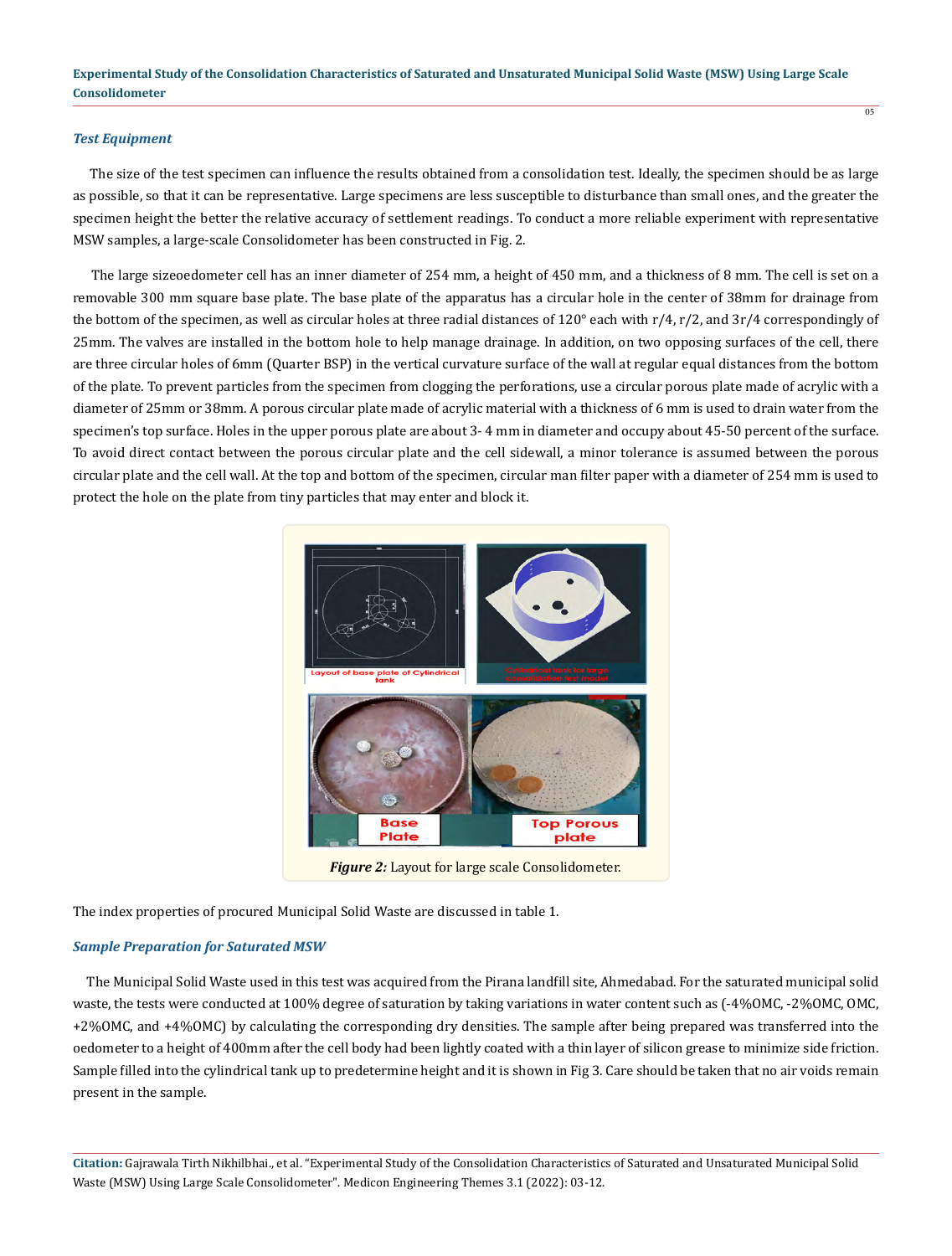### *Test Equipment*

The size of the test specimen can influence the results obtained from a consolidation test. Ideally, the specimen should be as large as possible, so that it can be representative. Large specimens are less susceptible to disturbance than small ones, and the greater the specimen height the better the relative accuracy of settlement readings. To conduct a more reliable experiment with representative MSW samples, a large-scale Consolidometer has been constructed in Fig. 2.

The large sizeoedometer cell has an inner diameter of 254 mm, a height of 450 mm, and a thickness of 8 mm. The cell is set on a removable 300 mm square base plate. The base plate of the apparatus has a circular hole in the center of 38mm for drainage from the bottom of the specimen, as well as circular holes at three radial distances of 120° each with r/4, r/2, and 3r/4 correspondingly of 25mm. The valves are installed in the bottom hole to help manage drainage. In addition, on two opposing surfaces of the cell, there are three circular holes of 6mm (Quarter BSP) in the vertical curvature surface of the wall at regular equal distances from the bottom of the plate. To prevent particles from the specimen from clogging the perforations, use a circular porous plate made of acrylic with a diameter of 25mm or 38mm. A porous circular plate made of acrylic material with a thickness of 6 mm is used to drain water from the specimen's top surface. Holes in the upper porous plate are about 3- 4 mm in diameter and occupy about 45-50 percent of the surface. To avoid direct contact between the porous circular plate and the cell sidewall, a minor tolerance is assumed between the porous circular plate and the cell wall. At the top and bottom of the specimen, circular man filter paper with a diameter of 254 mm is used to protect the hole on the plate from tiny particles that may enter and block it.

***Figure 2:*** Layout for large scale Consolidometer.

The index properties of procured Municipal Solid Waste are discussed in table 1.

### *Sample Preparation for Saturated MSW*

The Municipal Solid Waste used in this test was acquired from the Pirana landfill site, Ahmedabad. For the saturated municipal solid waste, the tests were conducted at 100% degree of saturation by taking variations in water content such as (-4%OMC, -2%OMC, OMC, +2%OMC, and +4%OMC) by calculating the corresponding dry densities. The sample after being prepared was transferred into the oedometer to a height of 400mm after the cell body had been lightly coated with a thin layer of silicon grease to minimize side friction. Sample filled into the cylindrical tank up to predetermine height and it is shown in Fig 3. Care should be taken that no air voids remain present in the sample.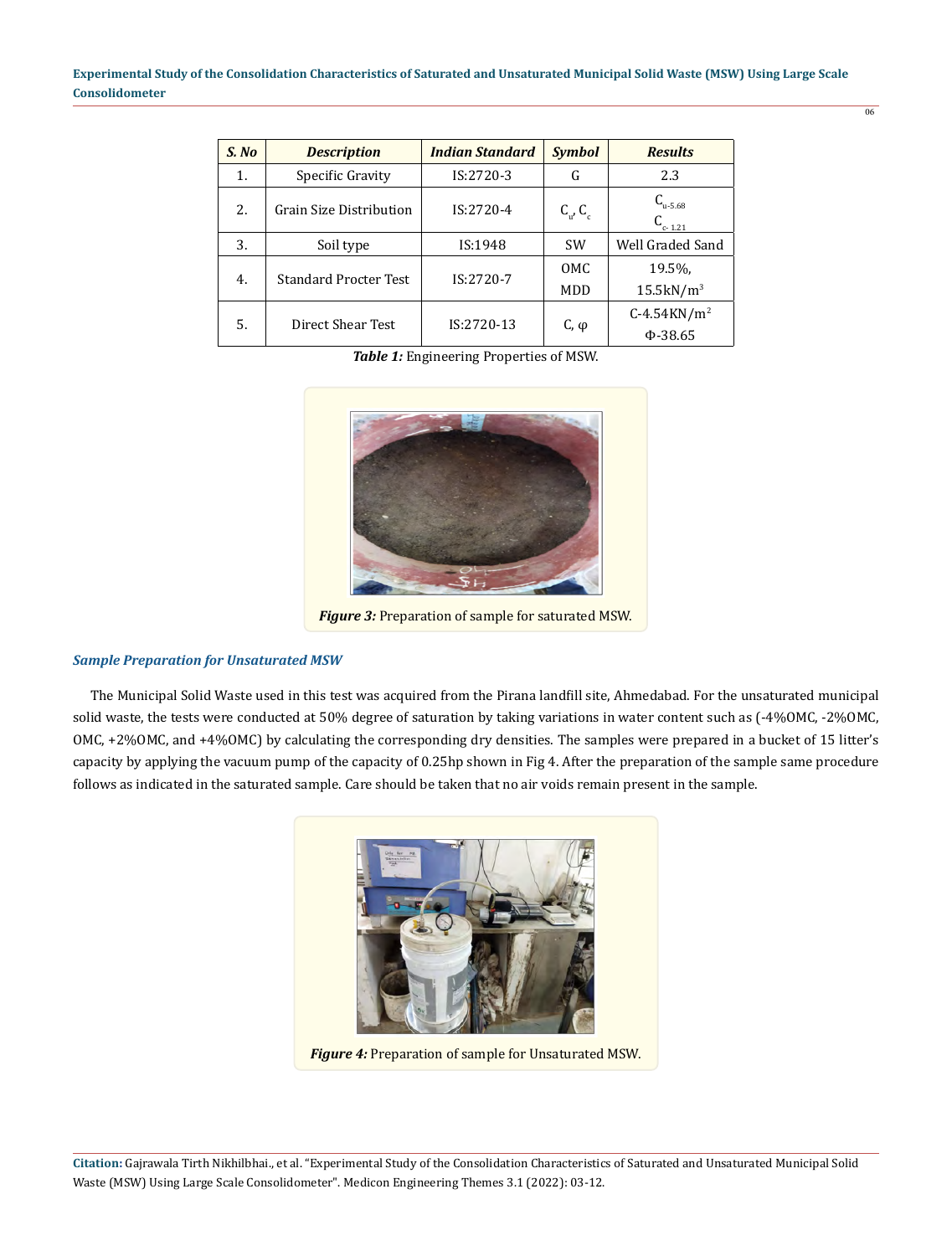| S. No | Description | Indian Standard | Symbol | Results |
|---|---|---|---|---|
| 1. | Specific Gravity | IS:2720-3 | G | 2.3 |
| 2. | Grain Size Distribution | IS:2720-4 | $C_u$, $C_c$ | $C_{u\text{-}5.68}$ $C_{c\text{-}1.21}$ |
| 3. | Soil type | IS:1948 | SW | Well Graded Sand |
| 4. | Standard Procter Test | IS:2720-7 | OMC MDD | 19.5%, 15.5kN/$m^3$ |
| 5. | Direct Shear Test | IS:2720-13 | C, φ | C-4.54KN/$m^2$ Φ-38.65 |

***Table 1:*** Engineering Properties of MSW.

***Figure 3:*** Preparation of sample for saturated MSW.

### *Sample Preparation for Unsaturated MSW*

The Municipal Solid Waste used in this test was acquired from the Pirana landfill site, Ahmedabad. For the unsaturated municipal solid waste, the tests were conducted at 50% degree of saturation by taking variations in water content such as (-4%OMC, -2%OMC, OMC, +2%OMC, and +4%OMC) by calculating the corresponding dry densities. The samples were prepared in a bucket of 15 litter's capacity by applying the vacuum pump of the capacity of 0.25hp shown in Fig 4. After the preparation of the sample same procedure follows as indicated in the saturated sample. Care should be taken that no air voids remain present in the sample.

***Figure 4:*** Preparation of sample for Unsaturated MSW.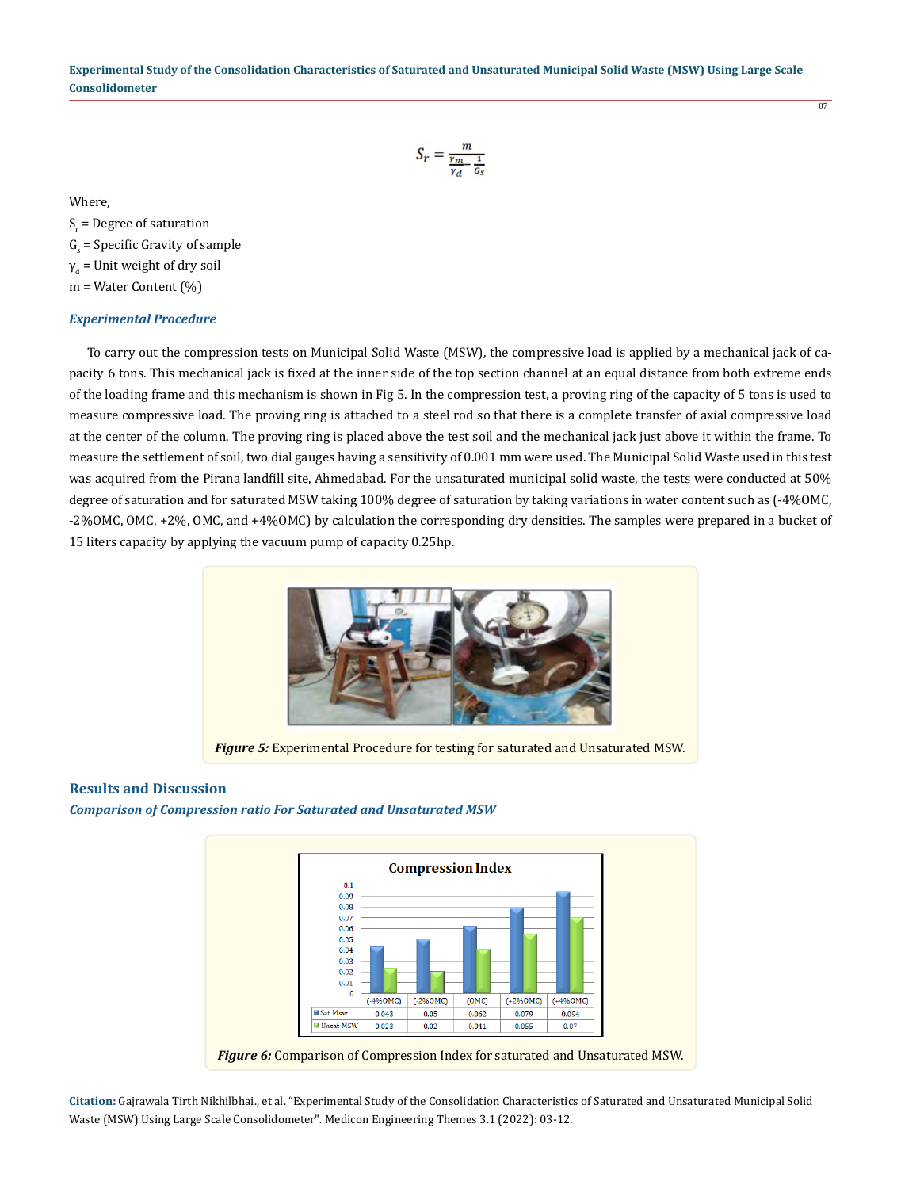$$S_r = \frac{m}{\frac{\gamma_m}{\gamma_d} - \frac{1}{G_s}}$$

Where,

$S_r$ = Degree of saturation

$G_s$ = Specific Gravity of sample

$\gamma_d$ = Unit weight of dry soil

m = Water Content (%)

### *Experimental Procedure*

To carry out the compression tests on Municipal Solid Waste (MSW), the compressive load is applied by a mechanical jack of capacity 6 tons. This mechanical jack is fixed at the inner side of the top section channel at an equal distance from both extreme ends of the loading frame and this mechanism is shown in Fig 5. In the compression test, a proving ring of the capacity of 5 tons is used to measure compressive load. The proving ring is attached to a steel rod so that there is a complete transfer of axial compressive load at the center of the column. The proving ring is placed above the test soil and the mechanical jack just above it within the frame. To measure the settlement of soil, two dial gauges having a sensitivity of 0.001 mm were used. The Municipal Solid Waste used in this test was acquired from the Pirana landfill site, Ahmedabad. For the unsaturated municipal solid waste, the tests were conducted at 50% degree of saturation and for saturated MSW taking 100% degree of saturation by taking variations in water content such as (-4%OMC, -2%OMC, OMC, +2%, OMC, and +4%OMC) by calculation the corresponding dry densities. The samples were prepared in a bucket of 15 liters capacity by applying the vacuum pump of capacity 0.25hp.

***Figure 5:*** Experimental Procedure for testing for saturated and Unsaturated MSW.

## Results and Discussion

### *Comparison of Compression ratio For Saturated and Unsaturated MSW*

Compression Index

| | (-4%OMC) | (-2%OMC) | (OMC) | (+2%OMC) | (+4%OMC) |
|---|---|---|---|---|---|
| Sat Msw | 0.043 | 0.05 | 0.062 | 0.079 | 0.094 |
| Unsat MSW | 0.023 | 0.02 | 0.041 | 0.055 | 0.07 |

***Figure 6:*** Comparison of Compression Index for saturated and Unsaturated MSW.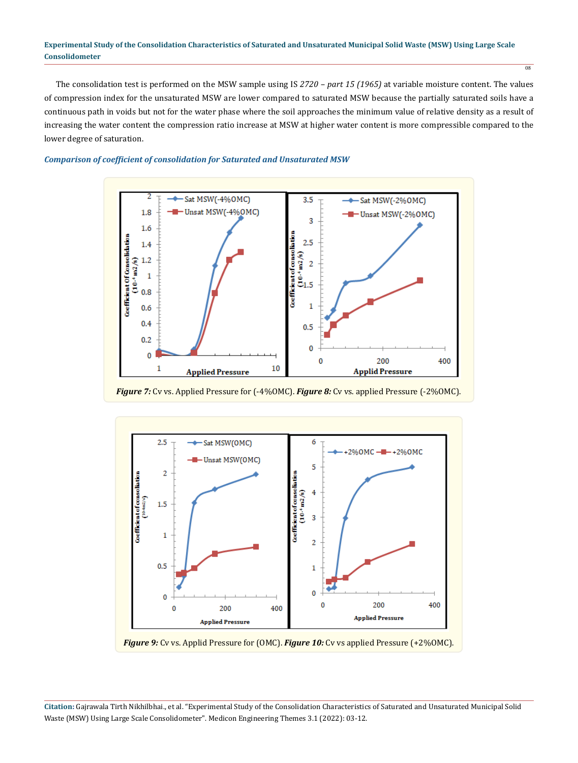The consolidation test is performed on the MSW sample using IS *2720 – part 15 (1965)* at variable moisture content. The values of compression index for the unsaturated MSW are lower compared to saturated MSW because the partially saturated soils have a continuous path in voids but not for the water phase where the soil approaches the minimum value of relative density as a result of increasing the water content the compression ratio increase at MSW at higher water content is more compressible compared to the lower degree of saturation.

### *Comparison of coefficient of consolidation for Saturated and Unsaturated MSW*

***Figure 7:*** Cv vs. Applied Pressure for (-4%OMC). ***Figure 8:*** Cv vs. applied Pressure (-2%OMC).

***Figure 9:*** Cv vs. Applid Pressure for (OMC). ***Figure 10:*** Cv vs applied Pressure (+2%OMC).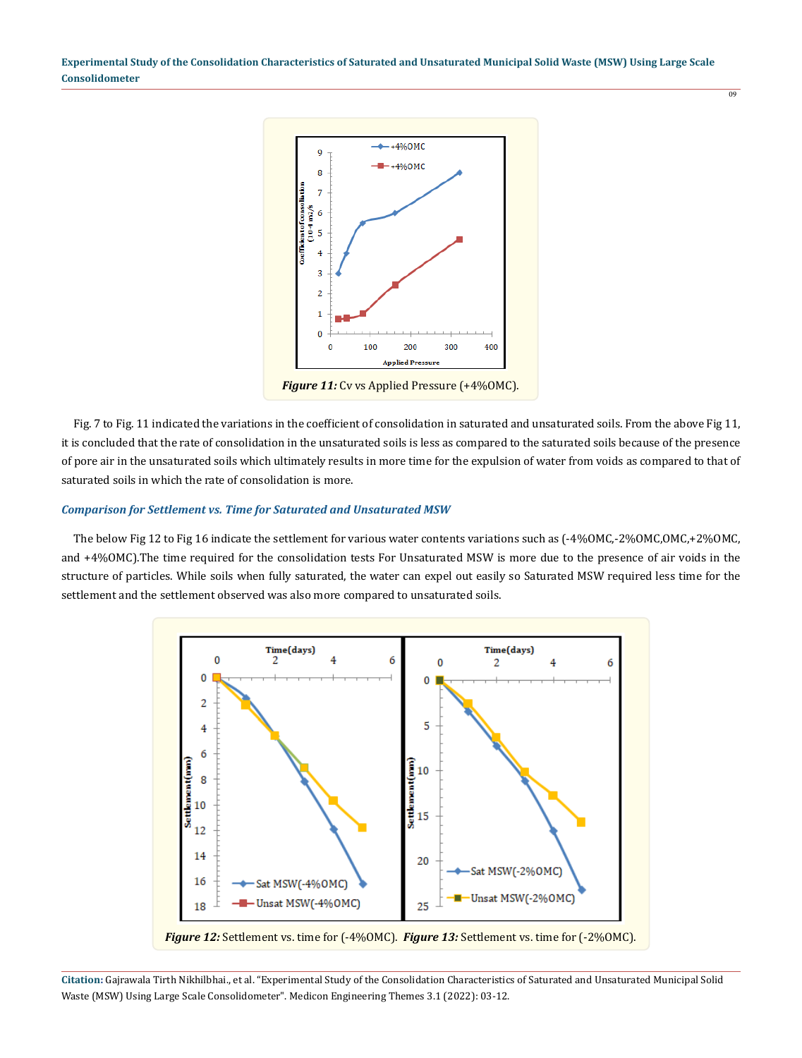Figure 11: Cv vs Applied Pressure (+4%OMC).

Fig. 7 to Fig. 11 indicated the variations in the coefficient of consolidation in saturated and unsaturated soils. From the above Fig 11, it is concluded that the rate of consolidation in the unsaturated soils is less as compared to the saturated soils because of the presence of pore air in the unsaturated soils which ultimately results in more time for the expulsion of water from voids as compared to that of saturated soils in which the rate of consolidation is more.

### *Comparison for Settlement vs. Time for Saturated and Unsaturated MSW*

The below Fig 12 to Fig 16 indicate the settlement for various water contents variations such as (-4%OMC,-2%OMC,OMC,+2%OMC, and +4%OMC).The time required for the consolidation tests For Unsaturated MSW is more due to the presence of air voids in the structure of particles. While soils when fully saturated, the water can expel out easily so Saturated MSW required less time for the settlement and the settlement observed was also more compared to unsaturated soils.

***Figure 12:*** Settlement vs. time for (-4%OMC). ***Figure 13:*** Settlement vs. time for (-2%OMC).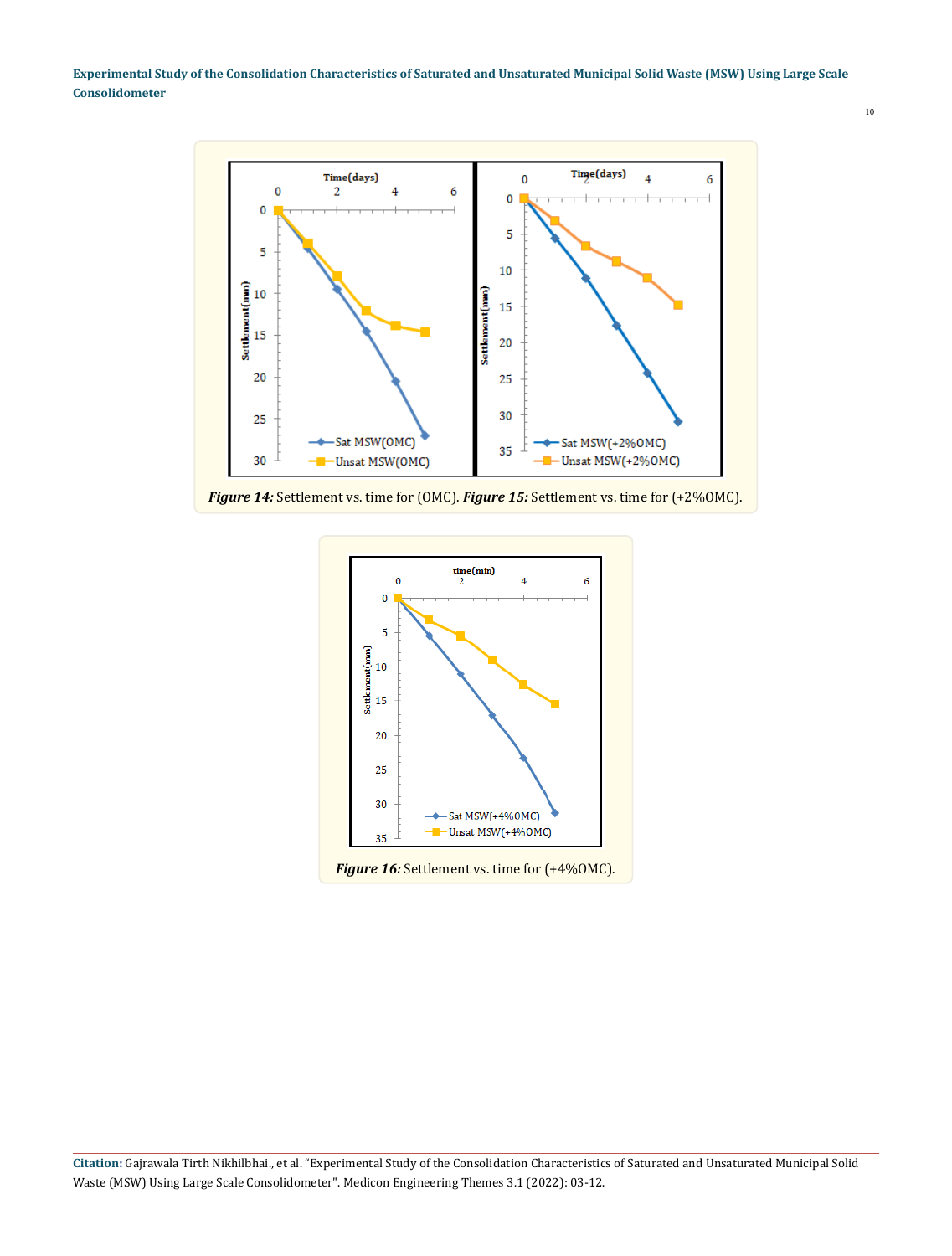*Figure 14:* Settlement vs. time for (OMC). *Figure 15:* Settlement vs. time for (+2%OMC).

*Figure 16:* Settlement vs. time for (+4%OMC).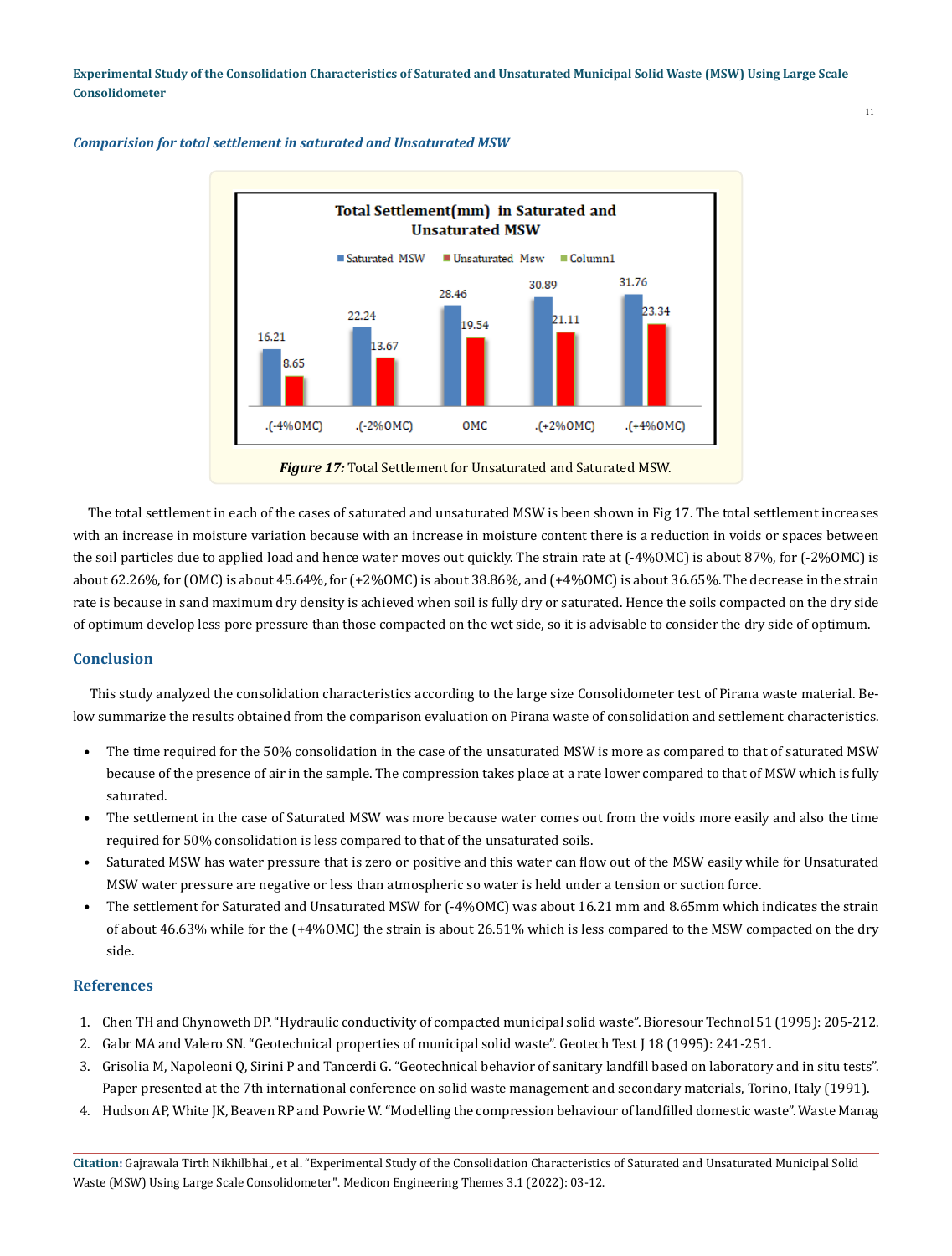*Comparision for total settlement in saturated and Unsaturated MSW*

*Figure 17:* Total Settlement for Unsaturated and Saturated MSW.

The total settlement in each of the cases of saturated and unsaturated MSW is been shown in Fig 17. The total settlement increases with an increase in moisture variation because with an increase in moisture content there is a reduction in voids or spaces between the soil particles due to applied load and hence water moves out quickly. The strain rate at (-4%OMC) is about 87%, for (-2%OMC) is about 62.26%, for (OMC) is about 45.64%, for (+2%OMC) is about 38.86%, and (+4%OMC) is about 36.65%. The decrease in the strain rate is because in sand maximum dry density is achieved when soil is fully dry or saturated. Hence the soils compacted on the dry side of optimum develop less pore pressure than those compacted on the wet side, so it is advisable to consider the dry side of optimum.

## Conclusion

This study analyzed the consolidation characteristics according to the large size Consolidometer test of Pirana waste material. Below summarize the results obtained from the comparison evaluation on Pirana waste of consolidation and settlement characteristics.

- The time required for the 50% consolidation in the case of the unsaturated MSW is more as compared to that of saturated MSW because of the presence of air in the sample. The compression takes place at a rate lower compared to that of MSW which is fully saturated.
- The settlement in the case of Saturated MSW was more because water comes out from the voids more easily and also the time required for 50% consolidation is less compared to that of the unsaturated soils.
- Saturated MSW has water pressure that is zero or positive and this water can flow out of the MSW easily while for Unsaturated MSW water pressure are negative or less than atmospheric so water is held under a tension or suction force.
- The settlement for Saturated and Unsaturated MSW for (-4%OMC) was about 16.21 mm and 8.65mm which indicates the strain of about 46.63% while for the (+4%OMC) the strain is about 26.51% which is less compared to the MSW compacted on the dry side.

## References

1. Chen TH and Chynoweth DP. "Hydraulic conductivity of compacted municipal solid waste". Bioresour Technol 51 (1995): 205-212.
2. Gabr MA and Valero SN. "Geotechnical properties of municipal solid waste". Geotech Test J 18 (1995): 241-251.
3. Grisolia M, Napoleoni Q, Sirini P and Tancerdi G. "Geotechnical behavior of sanitary landfill based on laboratory and in situ tests". Paper presented at the 7th international conference on solid waste management and secondary materials, Torino, Italy (1991).
4. Hudson AP, White JK, Beaven RP and Powrie W. "Modelling the compression behaviour of landfilled domestic waste". Waste Manag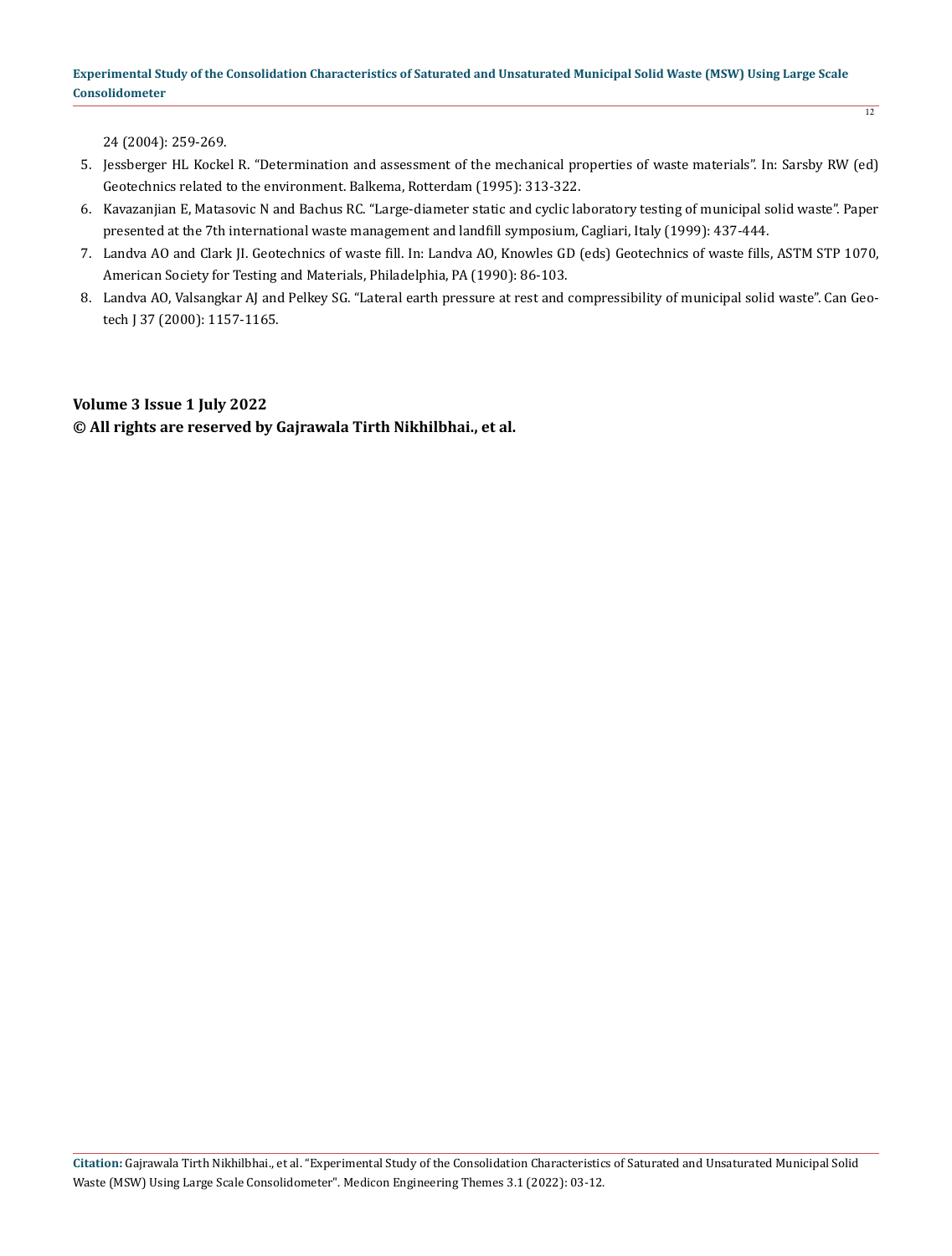24 (2004): 259-269.

5. Jessberger HL Kockel R. “Determination and assessment of the mechanical properties of waste materials”. In: Sarsby RW (ed) Geotechnics related to the environment. Balkema, Rotterdam (1995): 313-322.
6. Kavazanjian E, Matasovic N and Bachus RC. “Large-diameter static and cyclic laboratory testing of municipal solid waste”. Paper presented at the 7th international waste management and landfill symposium, Cagliari, Italy (1999): 437-444.
7. Landva AO and Clark JI. Geotechnics of waste fill. In: Landva AO, Knowles GD (eds) Geotechnics of waste fills, ASTM STP 1070, American Society for Testing and Materials, Philadelphia, PA (1990): 86-103.
8. Landva AO, Valsangkar AJ and Pelkey SG. “Lateral earth pressure at rest and compressibility of municipal solid waste”. Can Geotech J 37 (2000): 1157-1165.

**Volume 3 Issue 1 July 2022**
**© All rights are reserved by Gajrawala Tirth Nikhilbhai., et al.**